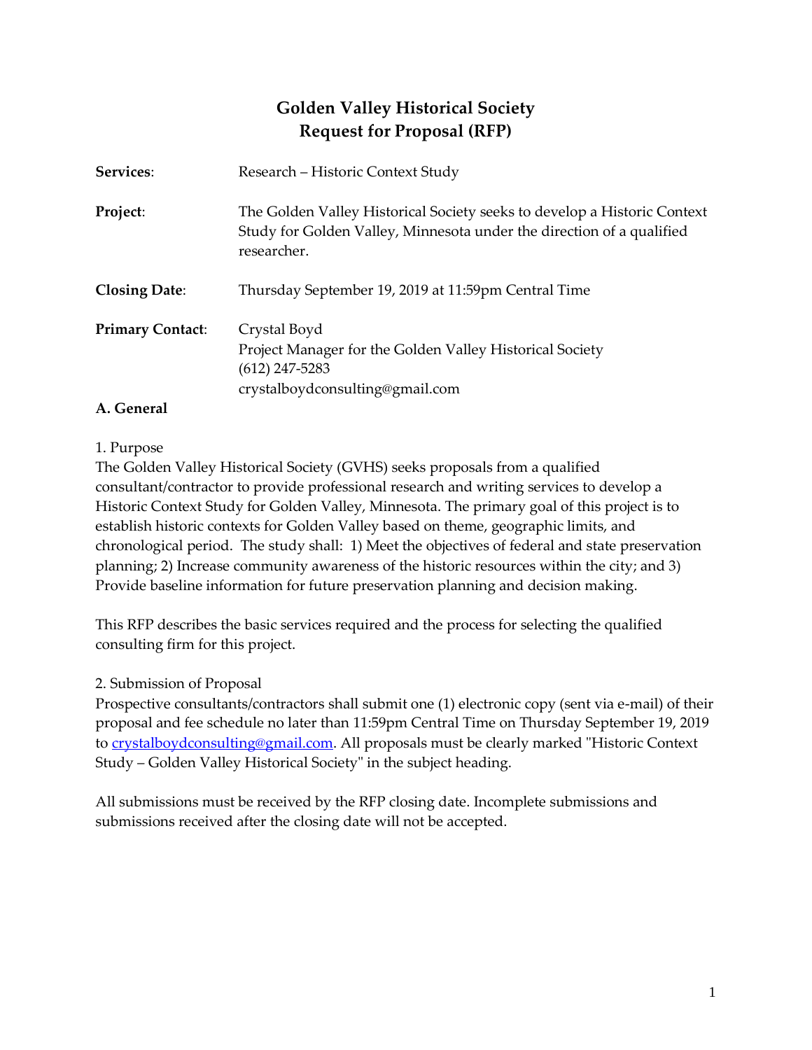# Golden Valley Historical Society
# Request for Proposal (RFP)

**Services**: Research – Historic Context Study

**Project**: The Golden Valley Historical Society seeks to develop a Historic Context Study for Golden Valley, Minnesota under the direction of a qualified researcher.

**Closing Date**: Thursday September 19, 2019 at 11:59pm Central Time

**Primary Contact**: Crystal Boyd
Project Manager for the Golden Valley Historical Society
(612) 247-5283
crystalboydconsulting@gmail.com

## A. General

1. Purpose
The Golden Valley Historical Society (GVHS) seeks proposals from a qualified consultant/contractor to provide professional research and writing services to develop a Historic Context Study for Golden Valley, Minnesota. The primary goal of this project is to establish historic contexts for Golden Valley based on theme, geographic limits, and chronological period. The study shall: 1) Meet the objectives of federal and state preservation planning; 2) Increase community awareness of the historic resources within the city; and 3) Provide baseline information for future preservation planning and decision making.

This RFP describes the basic services required and the process for selecting the qualified consulting firm for this project.

2. Submission of Proposal
Prospective consultants/contractors shall submit one (1) electronic copy (sent via e-mail) of their proposal and fee schedule no later than 11:59pm Central Time on Thursday September 19, 2019 to crystalboydconsulting@gmail.com. All proposals must be clearly marked "Historic Context Study – Golden Valley Historical Society" in the subject heading.

All submissions must be received by the RFP closing date. Incomplete submissions and submissions received after the closing date will not be accepted.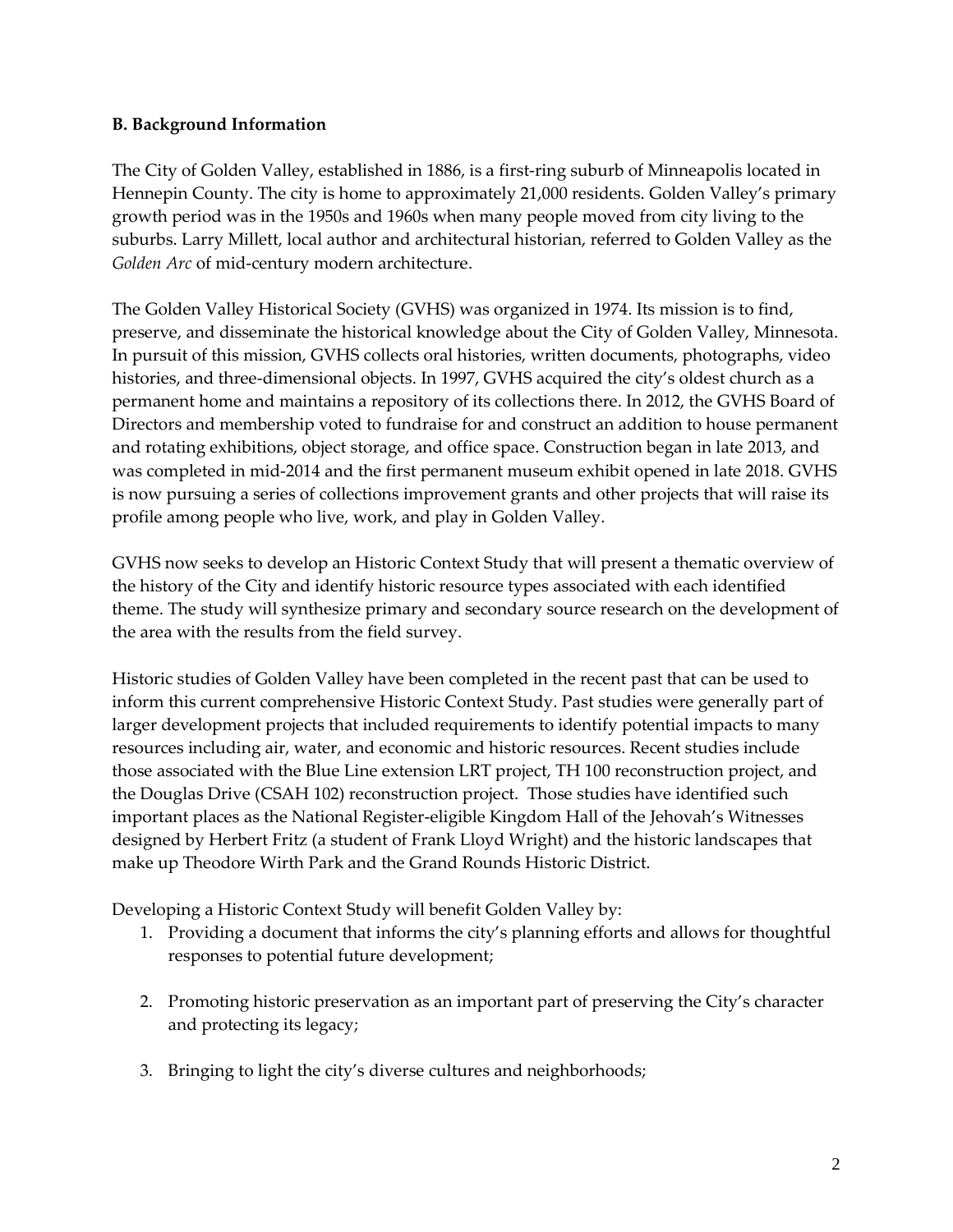**B. Background Information**

The City of Golden Valley, established in 1886, is a first-ring suburb of Minneapolis located in Hennepin County. The city is home to approximately 21,000 residents. Golden Valley's primary growth period was in the 1950s and 1960s when many people moved from city living to the suburbs. Larry Millett, local author and architectural historian, referred to Golden Valley as the *Golden Arc* of mid-century modern architecture.

The Golden Valley Historical Society (GVHS) was organized in 1974. Its mission is to find, preserve, and disseminate the historical knowledge about the City of Golden Valley, Minnesota. In pursuit of this mission, GVHS collects oral histories, written documents, photographs, video histories, and three-dimensional objects. In 1997, GVHS acquired the city's oldest church as a permanent home and maintains a repository of its collections there. In 2012, the GVHS Board of Directors and membership voted to fundraise for and construct an addition to house permanent and rotating exhibitions, object storage, and office space. Construction began in late 2013, and was completed in mid-2014 and the first permanent museum exhibit opened in late 2018. GVHS is now pursuing a series of collections improvement grants and other projects that will raise its profile among people who live, work, and play in Golden Valley.

GVHS now seeks to develop an Historic Context Study that will present a thematic overview of the history of the City and identify historic resource types associated with each identified theme. The study will synthesize primary and secondary source research on the development of the area with the results from the field survey.

Historic studies of Golden Valley have been completed in the recent past that can be used to inform this current comprehensive Historic Context Study. Past studies were generally part of larger development projects that included requirements to identify potential impacts to many resources including air, water, and economic and historic resources. Recent studies include those associated with the Blue Line extension LRT project, TH 100 reconstruction project, and the Douglas Drive (CSAH 102) reconstruction project. Those studies have identified such important places as the National Register-eligible Kingdom Hall of the Jehovah's Witnesses designed by Herbert Fritz (a student of Frank Lloyd Wright) and the historic landscapes that make up Theodore Wirth Park and the Grand Rounds Historic District.

Developing a Historic Context Study will benefit Golden Valley by:

1. Providing a document that informs the city's planning efforts and allows for thoughtful responses to potential future development;
2. Promoting historic preservation as an important part of preserving the City's character and protecting its legacy;
3. Bringing to light the city's diverse cultures and neighborhoods;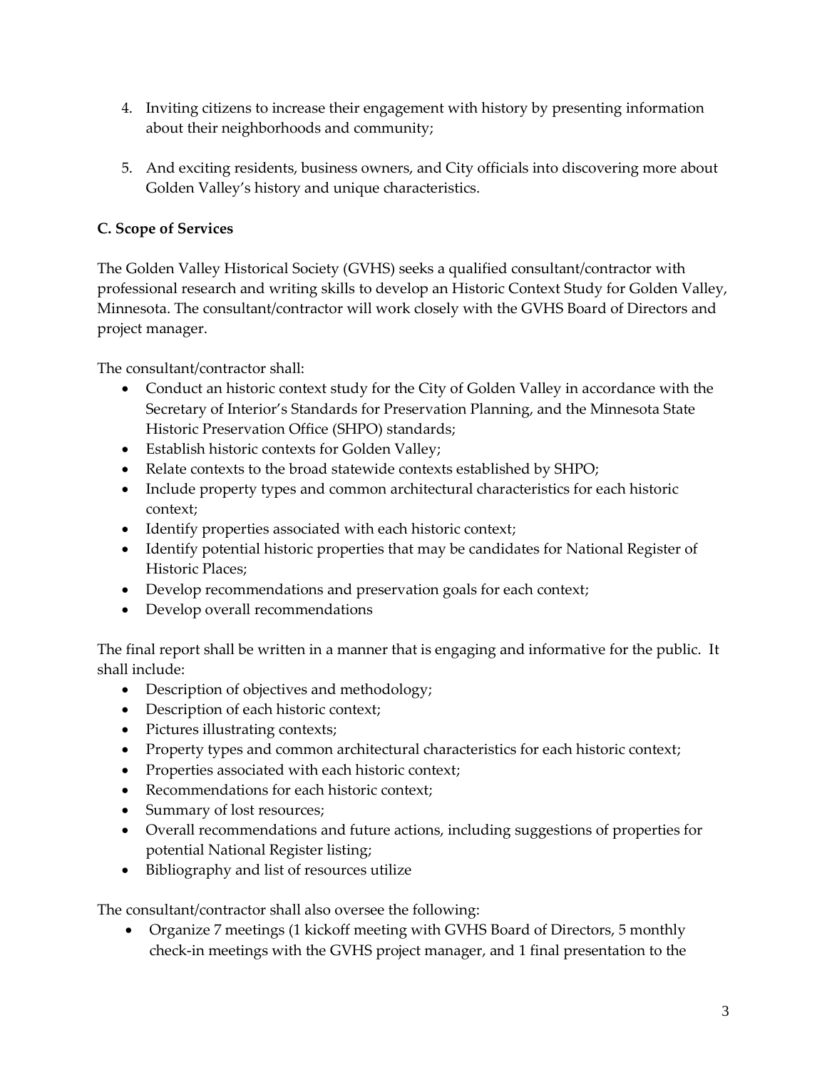4. Inviting citizens to increase their engagement with history by presenting information about their neighborhoods and community;

5. And exciting residents, business owners, and City officials into discovering more about Golden Valley's history and unique characteristics.

### C. Scope of Services

The Golden Valley Historical Society (GVHS) seeks a qualified consultant/contractor with professional research and writing skills to develop an Historic Context Study for Golden Valley, Minnesota. The consultant/contractor will work closely with the GVHS Board of Directors and project manager.

The consultant/contractor shall:

- Conduct an historic context study for the City of Golden Valley in accordance with the Secretary of Interior's Standards for Preservation Planning, and the Minnesota State Historic Preservation Office (SHPO) standards;
- Establish historic contexts for Golden Valley;
- Relate contexts to the broad statewide contexts established by SHPO;
- Include property types and common architectural characteristics for each historic context;
- Identify properties associated with each historic context;
- Identify potential historic properties that may be candidates for National Register of Historic Places;
- Develop recommendations and preservation goals for each context;
- Develop overall recommendations

The final report shall be written in a manner that is engaging and informative for the public. It shall include:

- Description of objectives and methodology;
- Description of each historic context;
- Pictures illustrating contexts;
- Property types and common architectural characteristics for each historic context;
- Properties associated with each historic context;
- Recommendations for each historic context;
- Summary of lost resources;
- Overall recommendations and future actions, including suggestions of properties for potential National Register listing;
- Bibliography and list of resources utilize

The consultant/contractor shall also oversee the following:

- Organize 7 meetings (1 kickoff meeting with GVHS Board of Directors, 5 monthly check-in meetings with the GVHS project manager, and 1 final presentation to the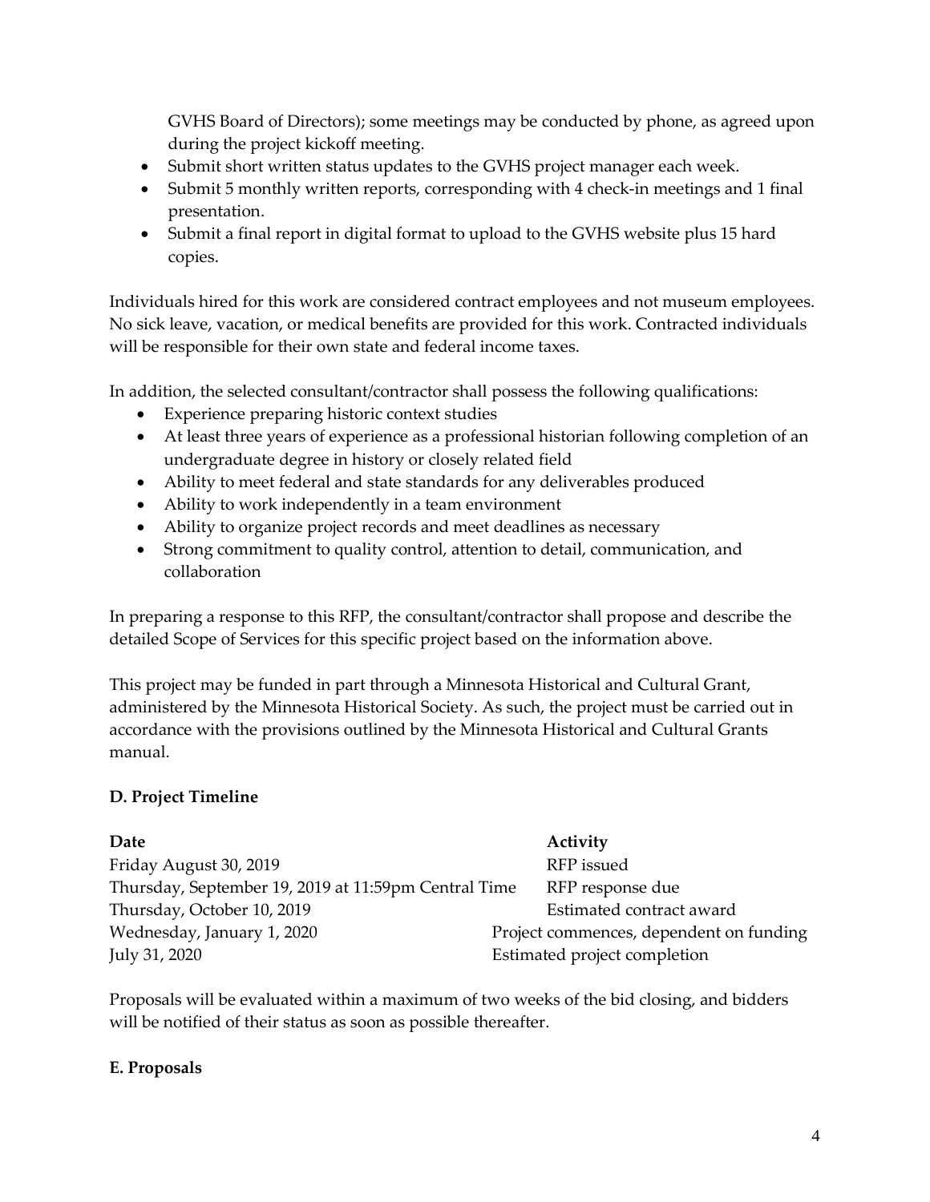GVHS Board of Directors); some meetings may be conducted by phone, as agreed upon during the project kickoff meeting.

- Submit short written status updates to the GVHS project manager each week.
- Submit 5 monthly written reports, corresponding with 4 check-in meetings and 1 final presentation.
- Submit a final report in digital format to upload to the GVHS website plus 15 hard copies.

Individuals hired for this work are considered contract employees and not museum employees. No sick leave, vacation, or medical benefits are provided for this work. Contracted individuals will be responsible for their own state and federal income taxes.

In addition, the selected consultant/contractor shall possess the following qualifications:

- Experience preparing historic context studies
- At least three years of experience as a professional historian following completion of an undergraduate degree in history or closely related field
- Ability to meet federal and state standards for any deliverables produced
- Ability to work independently in a team environment
- Ability to organize project records and meet deadlines as necessary
- Strong commitment to quality control, attention to detail, communication, and collaboration

In preparing a response to this RFP, the consultant/contractor shall propose and describe the detailed Scope of Services for this specific project based on the information above.

This project may be funded in part through a Minnesota Historical and Cultural Grant, administered by the Minnesota Historical Society. As such, the project must be carried out in accordance with the provisions outlined by the Minnesota Historical and Cultural Grants manual.

**D. Project Timeline**

| Date | Activity |
|---|---|
| Friday August 30, 2019 | RFP issued |
| Thursday, September 19, 2019 at 11:59pm Central Time | RFP response due |
| Thursday, October 10, 2019 | Estimated contract award |
| Wednesday, January 1, 2020 | Project commences, dependent on funding |
| July 31, 2020 | Estimated project completion |

Proposals will be evaluated within a maximum of two weeks of the bid closing, and bidders will be notified of their status as soon as possible thereafter.

**E. Proposals**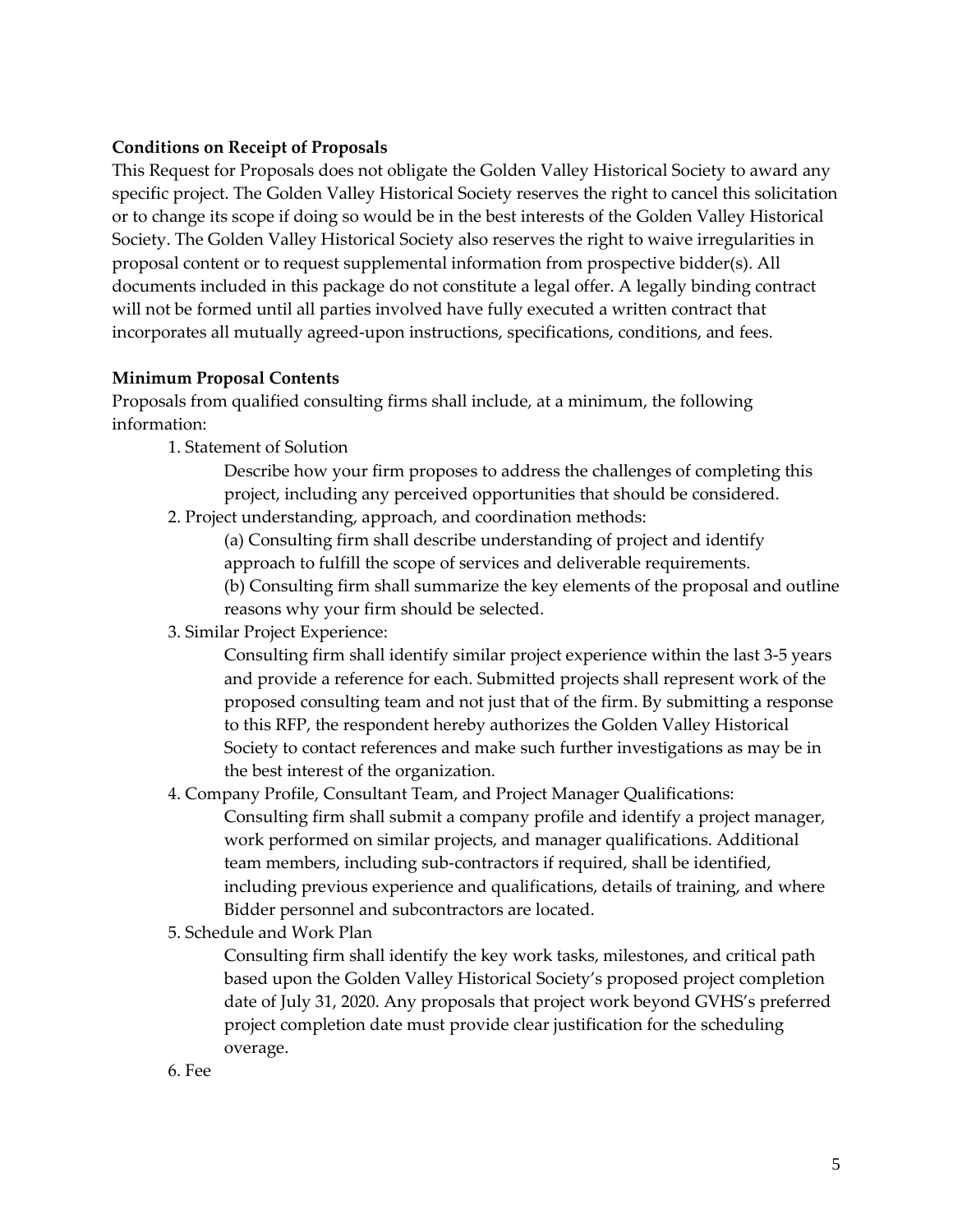**Conditions on Receipt of Proposals**

This Request for Proposals does not obligate the Golden Valley Historical Society to award any specific project. The Golden Valley Historical Society reserves the right to cancel this solicitation or to change its scope if doing so would be in the best interests of the Golden Valley Historical Society. The Golden Valley Historical Society also reserves the right to waive irregularities in proposal content or to request supplemental information from prospective bidder(s). All documents included in this package do not constitute a legal offer. A legally binding contract will not be formed until all parties involved have fully executed a written contract that incorporates all mutually agreed-upon instructions, specifications, conditions, and fees.

**Minimum Proposal Contents**

Proposals from qualified consulting firms shall include, at a minimum, the following information:

1. Statement of Solution

   Describe how your firm proposes to address the challenges of completing this project, including any perceived opportunities that should be considered.

2. Project understanding, approach, and coordination methods:

   (a) Consulting firm shall describe understanding of project and identify approach to fulfill the scope of services and deliverable requirements.

   (b) Consulting firm shall summarize the key elements of the proposal and outline reasons why your firm should be selected.

3. Similar Project Experience:

   Consulting firm shall identify similar project experience within the last 3-5 years and provide a reference for each. Submitted projects shall represent work of the proposed consulting team and not just that of the firm. By submitting a response to this RFP, the respondent hereby authorizes the Golden Valley Historical Society to contact references and make such further investigations as may be in the best interest of the organization.

4. Company Profile, Consultant Team, and Project Manager Qualifications:

   Consulting firm shall submit a company profile and identify a project manager, work performed on similar projects, and manager qualifications. Additional team members, including sub-contractors if required, shall be identified, including previous experience and qualifications, details of training, and where Bidder personnel and subcontractors are located.

5. Schedule and Work Plan

   Consulting firm shall identify the key work tasks, milestones, and critical path based upon the Golden Valley Historical Society's proposed project completion date of July 31, 2020. Any proposals that project work beyond GVHS's preferred project completion date must provide clear justification for the scheduling overage.

6. Fee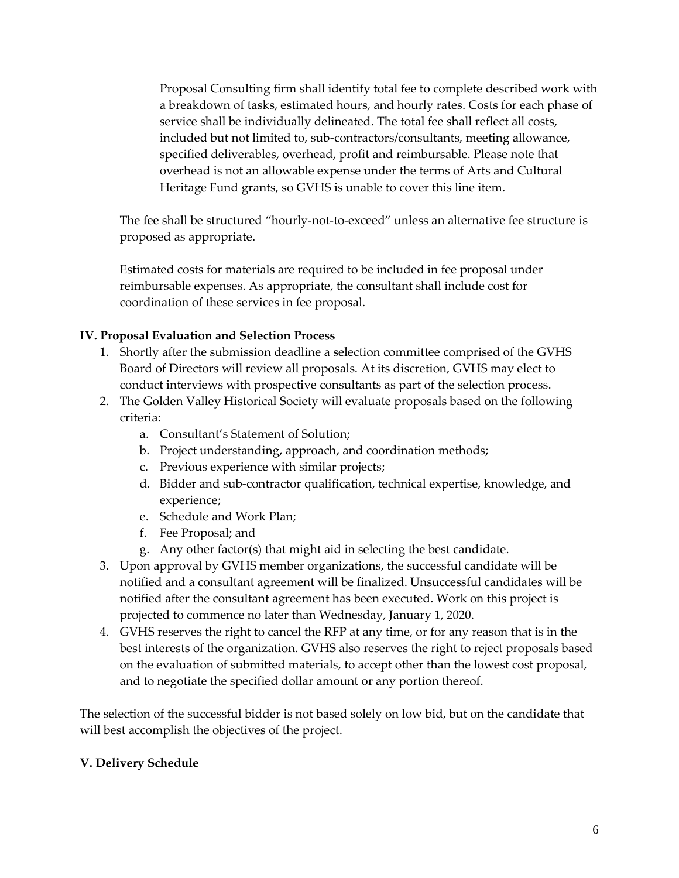Proposal Consulting firm shall identify total fee to complete described work with a breakdown of tasks, estimated hours, and hourly rates. Costs for each phase of service shall be individually delineated. The total fee shall reflect all costs, included but not limited to, sub-contractors/consultants, meeting allowance, specified deliverables, overhead, profit and reimbursable. Please note that overhead is not an allowable expense under the terms of Arts and Cultural Heritage Fund grants, so GVHS is unable to cover this line item.

The fee shall be structured "hourly-not-to-exceed" unless an alternative fee structure is proposed as appropriate.

Estimated costs for materials are required to be included in fee proposal under reimbursable expenses. As appropriate, the consultant shall include cost for coordination of these services in fee proposal.

**IV. Proposal Evaluation and Selection Process**

1. Shortly after the submission deadline a selection committee comprised of the GVHS Board of Directors will review all proposals. At its discretion, GVHS may elect to conduct interviews with prospective consultants as part of the selection process.
2. The Golden Valley Historical Society will evaluate proposals based on the following criteria:
   a. Consultant's Statement of Solution;
   b. Project understanding, approach, and coordination methods;
   c. Previous experience with similar projects;
   d. Bidder and sub-contractor qualification, technical expertise, knowledge, and experience;
   e. Schedule and Work Plan;
   f. Fee Proposal; and
   g. Any other factor(s) that might aid in selecting the best candidate.
3. Upon approval by GVHS member organizations, the successful candidate will be notified and a consultant agreement will be finalized. Unsuccessful candidates will be notified after the consultant agreement has been executed. Work on this project is projected to commence no later than Wednesday, January 1, 2020.
4. GVHS reserves the right to cancel the RFP at any time, or for any reason that is in the best interests of the organization. GVHS also reserves the right to reject proposals based on the evaluation of submitted materials, to accept other than the lowest cost proposal, and to negotiate the specified dollar amount or any portion thereof.

The selection of the successful bidder is not based solely on low bid, but on the candidate that will best accomplish the objectives of the project.

**V. Delivery Schedule**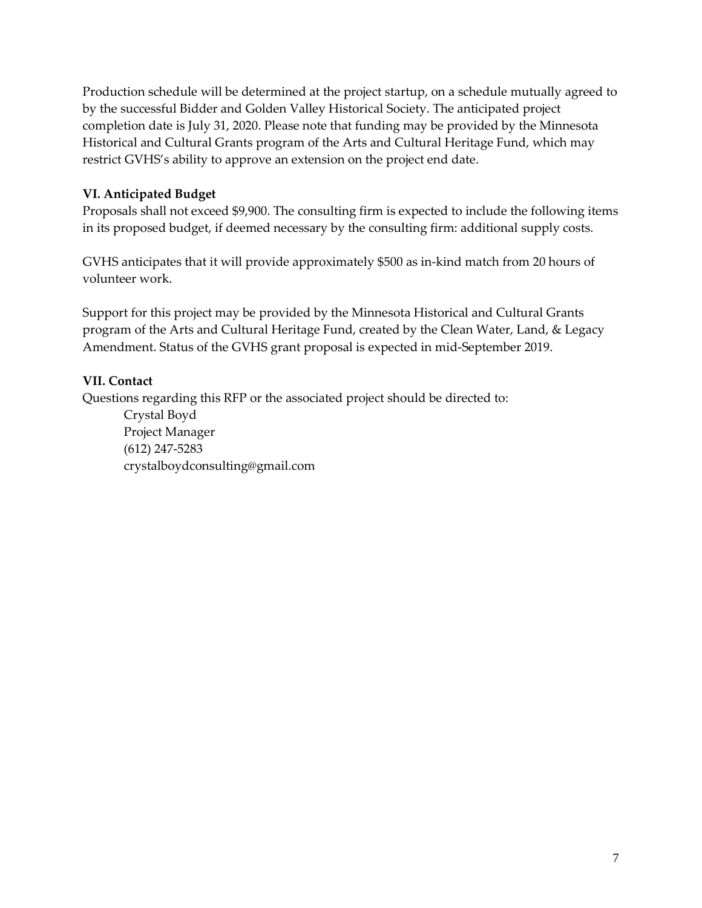Production schedule will be determined at the project startup, on a schedule mutually agreed to by the successful Bidder and Golden Valley Historical Society. The anticipated project completion date is July 31, 2020. Please note that funding may be provided by the Minnesota Historical and Cultural Grants program of the Arts and Cultural Heritage Fund, which may restrict GVHS's ability to approve an extension on the project end date.

### VI. Anticipated Budget

Proposals shall not exceed $9,900. The consulting firm is expected to include the following items in its proposed budget, if deemed necessary by the consulting firm: additional supply costs.

GVHS anticipates that it will provide approximately $500 as in-kind match from 20 hours of volunteer work.

Support for this project may be provided by the Minnesota Historical and Cultural Grants program of the Arts and Cultural Heritage Fund, created by the Clean Water, Land, & Legacy Amendment. Status of the GVHS grant proposal is expected in mid-September 2019.

### VII. Contact

Questions regarding this RFP or the associated project should be directed to:

Crystal Boyd
Project Manager
(612) 247-5283
crystalboydconsulting@gmail.com